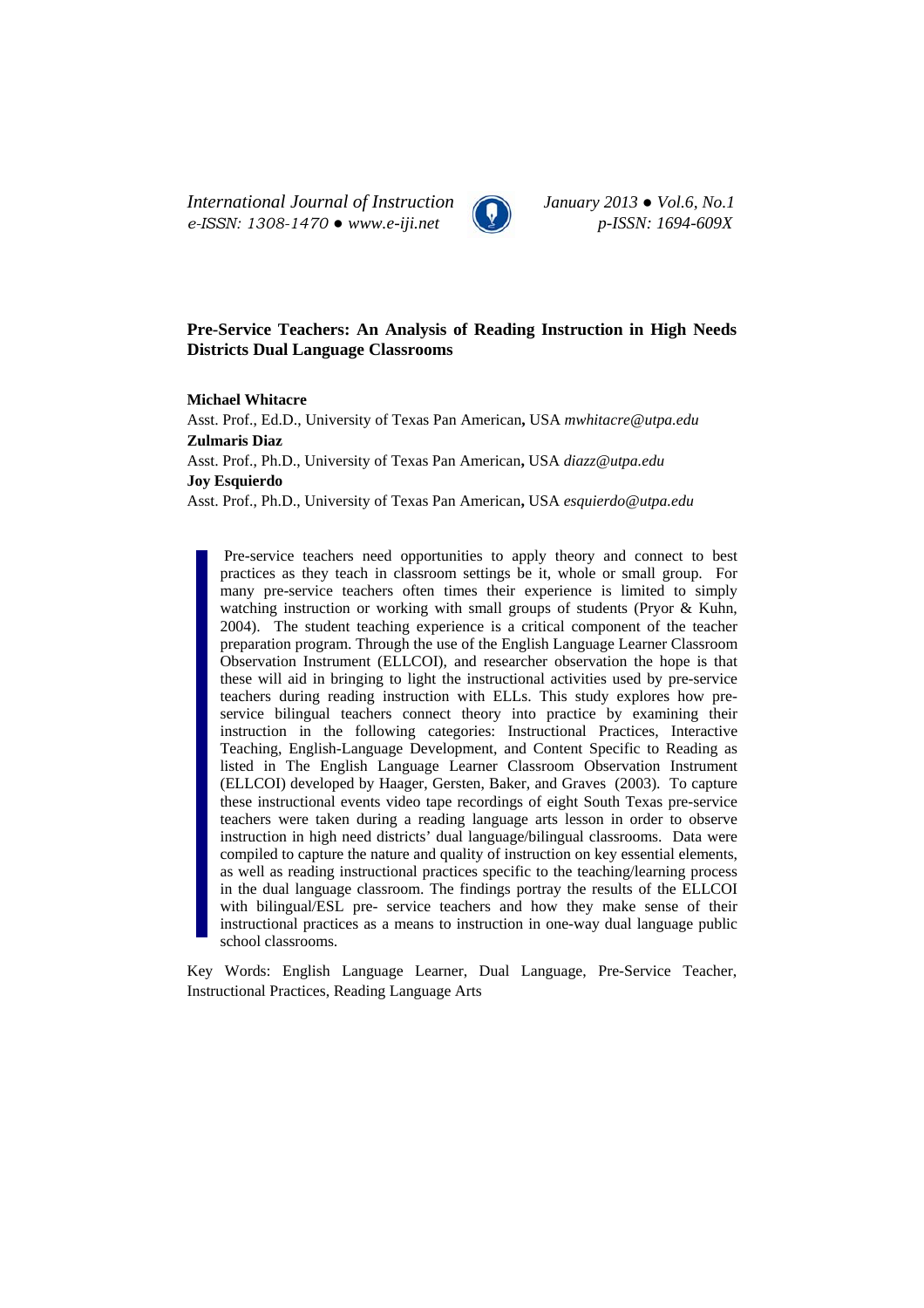# Pre-Service Teachers: An Analysis of Reading Instruction in High Needs Districts Dual Language Classrooms

**Michael Whitacre**

Asst. Prof., Ed.D., University of Texas Pan American**,** USA *mwhitacre@utpa.edu*

**Zulmaris Diaz**

Asst. Prof., Ph.D., University of Texas Pan American**,** USA *diazz@utpa.edu*

**Joy Esquierdo**

Asst. Prof., Ph.D., University of Texas Pan American**,** USA *esquierdo@utpa.edu*

Pre-service teachers need opportunities to apply theory and connect to best practices as they teach in classroom settings be it, whole or small group. For many pre-service teachers often times their experience is limited to simply watching instruction or working with small groups of students (Pryor & Kuhn, 2004). The student teaching experience is a critical component of the teacher preparation program. Through the use of the English Language Learner Classroom Observation Instrument (ELLCOI), and researcher observation the hope is that these will aid in bringing to light the instructional activities used by pre-service teachers during reading instruction with ELLs. This study explores how pre-service bilingual teachers connect theory into practice by examining their instruction in the following categories: Instructional Practices, Interactive Teaching, English-Language Development, and Content Specific to Reading as listed in The English Language Learner Classroom Observation Instrument (ELLCOI) developed by Haager, Gersten, Baker, and Graves (2003). To capture these instructional events video tape recordings of eight South Texas pre-service teachers were taken during a reading language arts lesson in order to observe instruction in high need districts' dual language/bilingual classrooms. Data were compiled to capture the nature and quality of instruction on key essential elements, as well as reading instructional practices specific to the teaching/learning process in the dual language classroom. The findings portray the results of the ELLCOI with bilingual/ESL pre- service teachers and how they make sense of their instructional practices as a means to instruction in one-way dual language public school classrooms.

Key Words: English Language Learner, Dual Language, Pre-Service Teacher, Instructional Practices, Reading Language Arts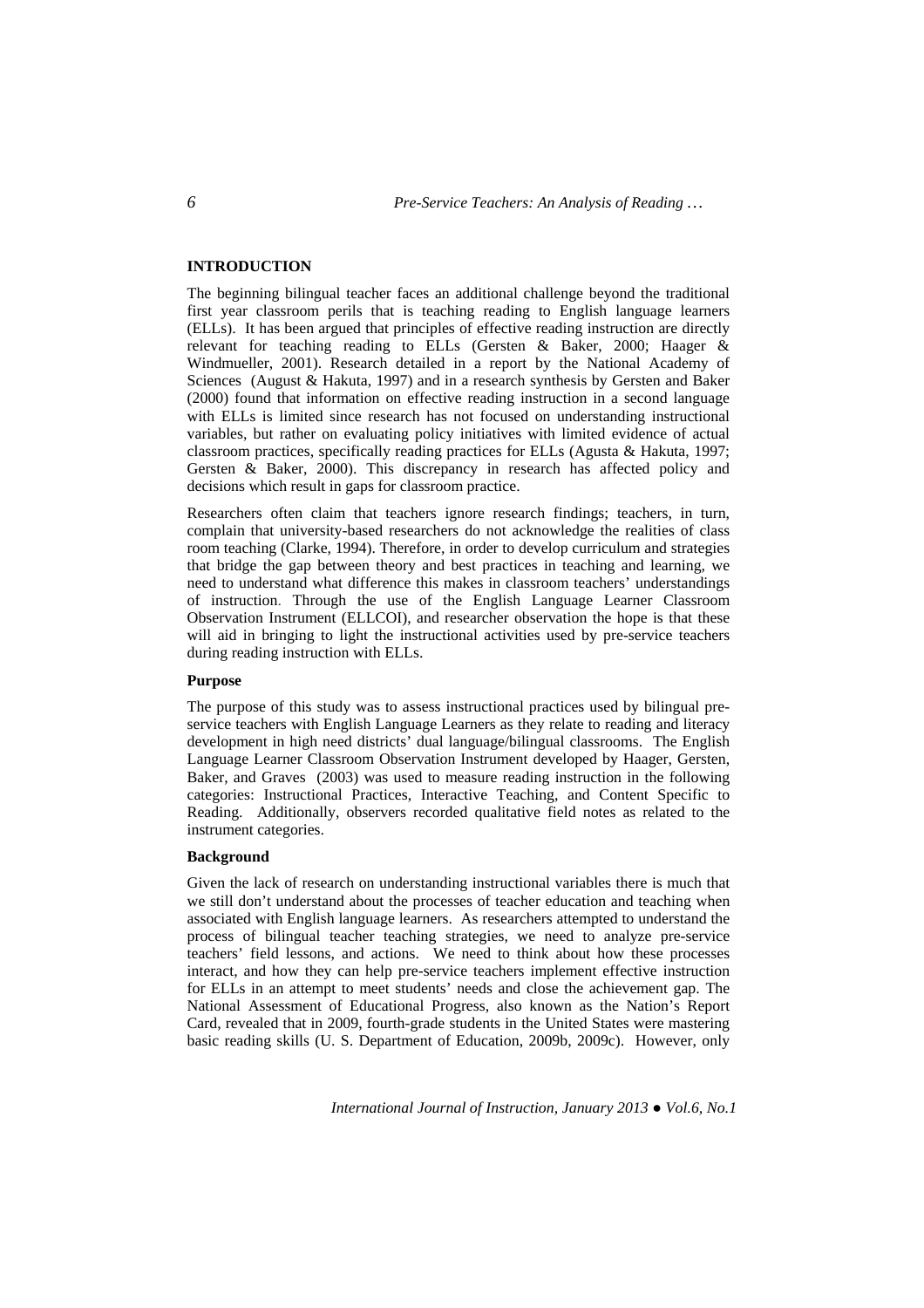## INTRODUCTION

The beginning bilingual teacher faces an additional challenge beyond the traditional first year classroom perils that is teaching reading to English language learners (ELLs). It has been argued that principles of effective reading instruction are directly relevant for teaching reading to ELLs (Gersten & Baker, 2000; Haager & Windmueller, 2001). Research detailed in a report by the National Academy of Sciences (August & Hakuta, 1997) and in a research synthesis by Gersten and Baker (2000) found that information on effective reading instruction in a second language with ELLs is limited since research has not focused on understanding instructional variables, but rather on evaluating policy initiatives with limited evidence of actual classroom practices, specifically reading practices for ELLs (Agusta & Hakuta, 1997; Gersten & Baker, 2000). This discrepancy in research has affected policy and decisions which result in gaps for classroom practice.

Researchers often claim that teachers ignore research findings; teachers, in turn, complain that university-based researchers do not acknowledge the realities of class room teaching (Clarke, 1994). Therefore, in order to develop curriculum and strategies that bridge the gap between theory and best practices in teaching and learning, we need to understand what difference this makes in classroom teachers' understandings of instruction. Through the use of the English Language Learner Classroom Observation Instrument (ELLCOI), and researcher observation the hope is that these will aid in bringing to light the instructional activities used by pre-service teachers during reading instruction with ELLs.

### Purpose

The purpose of this study was to assess instructional practices used by bilingual pre-service teachers with English Language Learners as they relate to reading and literacy development in high need districts' dual language/bilingual classrooms. The English Language Learner Classroom Observation Instrument developed by Haager, Gersten, Baker, and Graves (2003) was used to measure reading instruction in the following categories: Instructional Practices, Interactive Teaching, and Content Specific to Reading. Additionally, observers recorded qualitative field notes as related to the instrument categories.

### Background

Given the lack of research on understanding instructional variables there is much that we still don't understand about the processes of teacher education and teaching when associated with English language learners. As researchers attempted to understand the process of bilingual teacher teaching strategies, we need to analyze pre-service teachers' field lessons, and actions. We need to think about how these processes interact, and how they can help pre-service teachers implement effective instruction for ELLs in an attempt to meet students' needs and close the achievement gap. The National Assessment of Educational Progress, also known as the Nation's Report Card, revealed that in 2009, fourth-grade students in the United States were mastering basic reading skills (U. S. Department of Education, 2009b, 2009c). However, only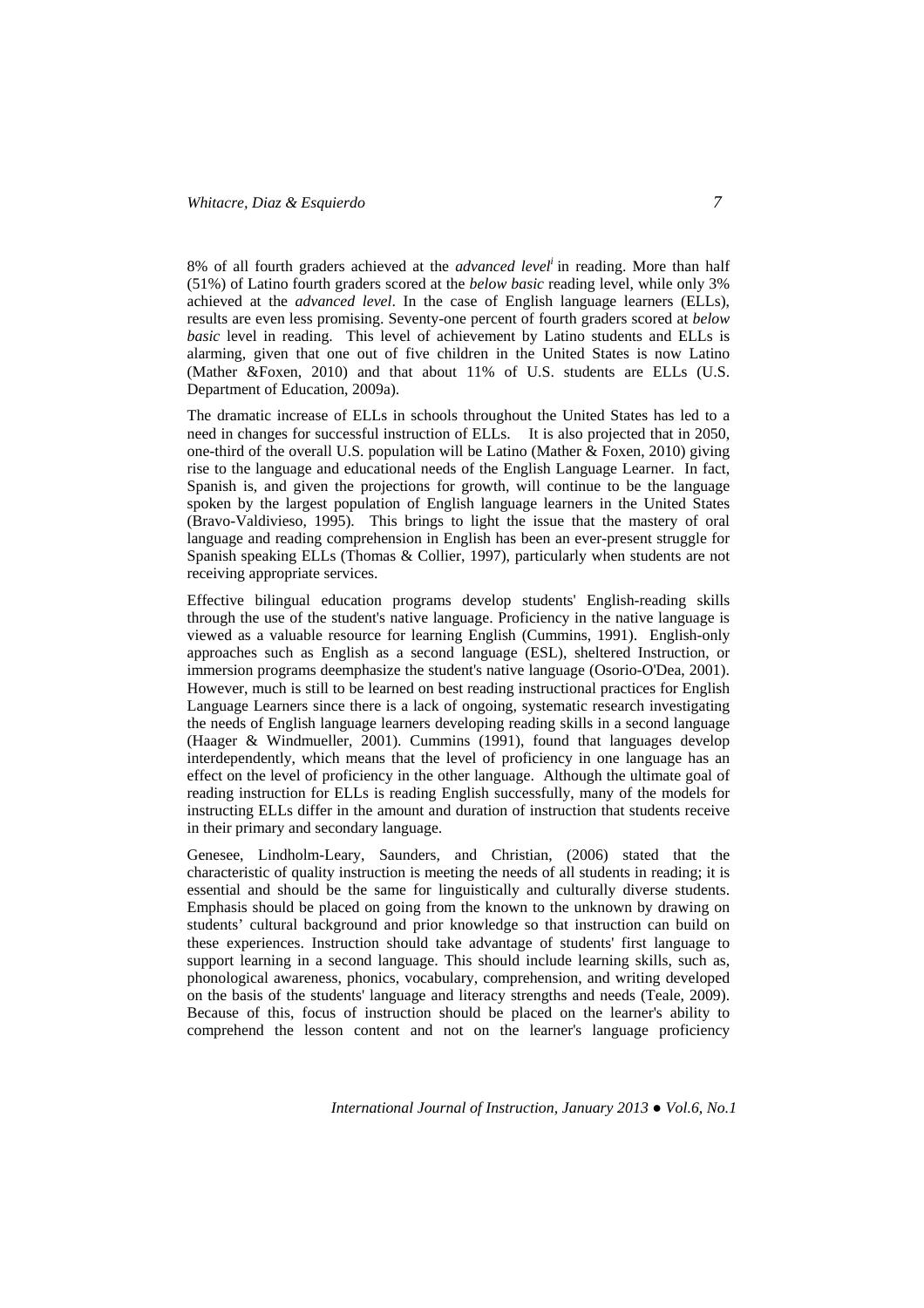8% of all fourth graders achieved at the *advanced level*[i] in reading. More than half (51%) of Latino fourth graders scored at the *below basic* reading level, while only 3% achieved at the *advanced level*. In the case of English language learners (ELLs), results are even less promising. Seventy-one percent of fourth graders scored at *below basic* level in reading. This level of achievement by Latino students and ELLs is alarming, given that one out of five children in the United States is now Latino (Mather &Foxen, 2010) and that about 11% of U.S. students are ELLs (U.S. Department of Education, 2009a).

The dramatic increase of ELLs in schools throughout the United States has led to a need in changes for successful instruction of ELLs. It is also projected that in 2050, one-third of the overall U.S. population will be Latino (Mather & Foxen, 2010) giving rise to the language and educational needs of the English Language Learner. In fact, Spanish is, and given the projections for growth, will continue to be the language spoken by the largest population of English language learners in the United States (Bravo-Valdivieso, 1995). This brings to light the issue that the mastery of oral language and reading comprehension in English has been an ever-present struggle for Spanish speaking ELLs (Thomas & Collier, 1997), particularly when students are not receiving appropriate services.

Effective bilingual education programs develop students' English-reading skills through the use of the student's native language. Proficiency in the native language is viewed as a valuable resource for learning English (Cummins, 1991). English-only approaches such as English as a second language (ESL), sheltered Instruction, or immersion programs deemphasize the student's native language (Osorio-O'Dea, 2001). However, much is still to be learned on best reading instructional practices for English Language Learners since there is a lack of ongoing, systematic research investigating the needs of English language learners developing reading skills in a second language (Haager & Windmueller, 2001). Cummins (1991), found that languages develop interdependently, which means that the level of proficiency in one language has an effect on the level of proficiency in the other language. Although the ultimate goal of reading instruction for ELLs is reading English successfully, many of the models for instructing ELLs differ in the amount and duration of instruction that students receive in their primary and secondary language.

Genesee, Lindholm-Leary, Saunders, and Christian, (2006) stated that the characteristic of quality instruction is meeting the needs of all students in reading; it is essential and should be the same for linguistically and culturally diverse students. Emphasis should be placed on going from the known to the unknown by drawing on students' cultural background and prior knowledge so that instruction can build on these experiences. Instruction should take advantage of students' first language to support learning in a second language. This should include learning skills, such as, phonological awareness, phonics, vocabulary, comprehension, and writing developed on the basis of the students' language and literacy strengths and needs (Teale, 2009). Because of this, focus of instruction should be placed on the learner's ability to comprehend the lesson content and not on the learner's language proficiency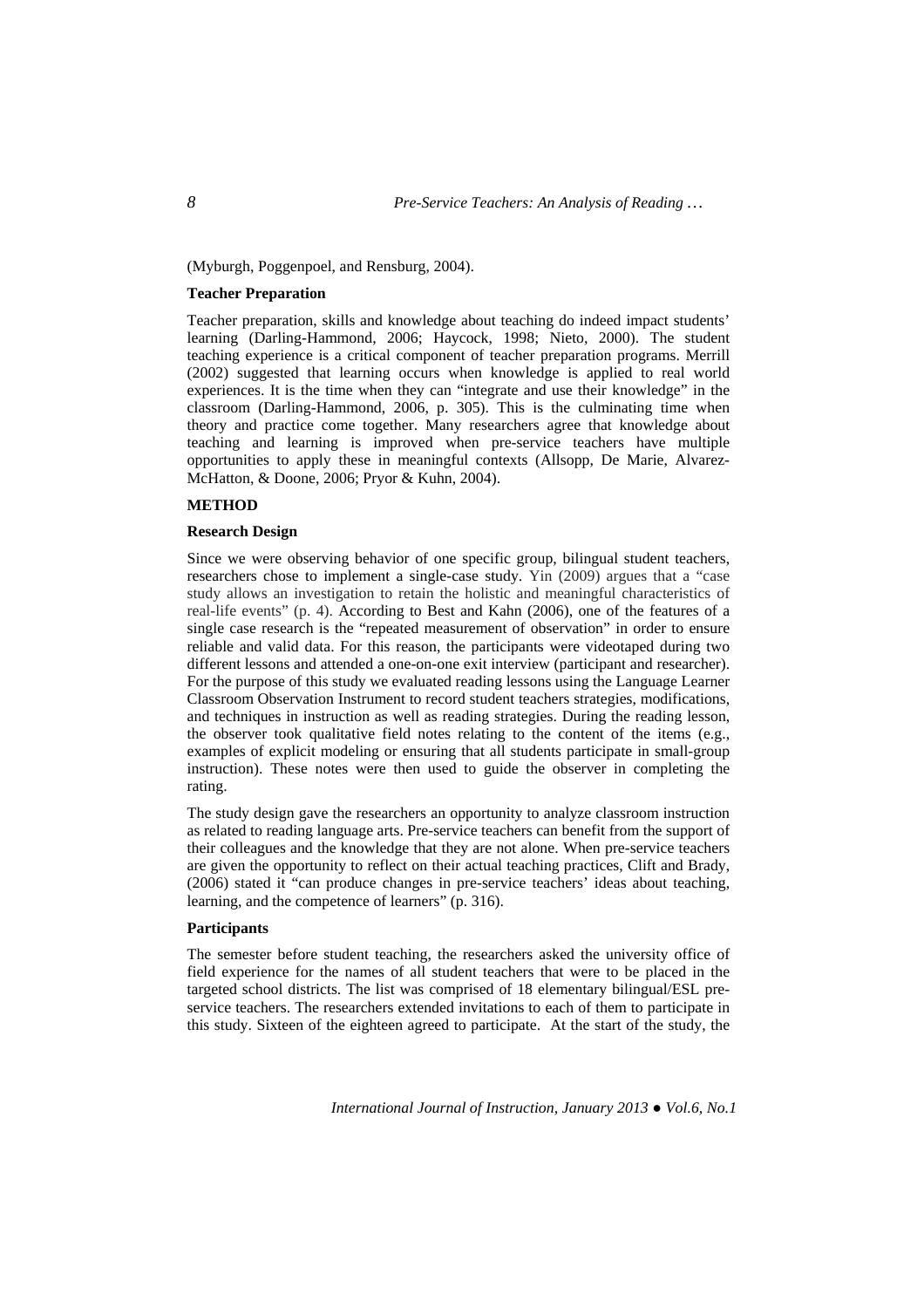(Myburgh, Poggenpoel, and Rensburg, 2004).

### Teacher Preparation

Teacher preparation, skills and knowledge about teaching do indeed impact students' learning (Darling-Hammond, 2006; Haycock, 1998; Nieto, 2000). The student teaching experience is a critical component of teacher preparation programs. Merrill (2002) suggested that learning occurs when knowledge is applied to real world experiences. It is the time when they can "integrate and use their knowledge" in the classroom (Darling-Hammond, 2006, p. 305). This is the culminating time when theory and practice come together. Many researchers agree that knowledge about teaching and learning is improved when pre-service teachers have multiple opportunities to apply these in meaningful contexts (Allsopp, De Marie, Alvarez-McHatton, & Doone, 2006; Pryor & Kuhn, 2004).

## METHOD

### Research Design

Since we were observing behavior of one specific group, bilingual student teachers, researchers chose to implement a single-case study. Yin (2009) argues that a "case study allows an investigation to retain the holistic and meaningful characteristics of real-life events" (p. 4). According to Best and Kahn (2006), one of the features of a single case research is the "repeated measurement of observation" in order to ensure reliable and valid data. For this reason, the participants were videotaped during two different lessons and attended a one-on-one exit interview (participant and researcher). For the purpose of this study we evaluated reading lessons using the Language Learner Classroom Observation Instrument to record student teachers strategies, modifications, and techniques in instruction as well as reading strategies. During the reading lesson, the observer took qualitative field notes relating to the content of the items (e.g., examples of explicit modeling or ensuring that all students participate in small-group instruction). These notes were then used to guide the observer in completing the rating.

The study design gave the researchers an opportunity to analyze classroom instruction as related to reading language arts. Pre-service teachers can benefit from the support of their colleagues and the knowledge that they are not alone. When pre-service teachers are given the opportunity to reflect on their actual teaching practices, Clift and Brady, (2006) stated it "can produce changes in pre-service teachers' ideas about teaching, learning, and the competence of learners" (p. 316).

### Participants

The semester before student teaching, the researchers asked the university office of field experience for the names of all student teachers that were to be placed in the targeted school districts. The list was comprised of 18 elementary bilingual/ESL pre-service teachers. The researchers extended invitations to each of them to participate in this study. Sixteen of the eighteen agreed to participate. At the start of the study, the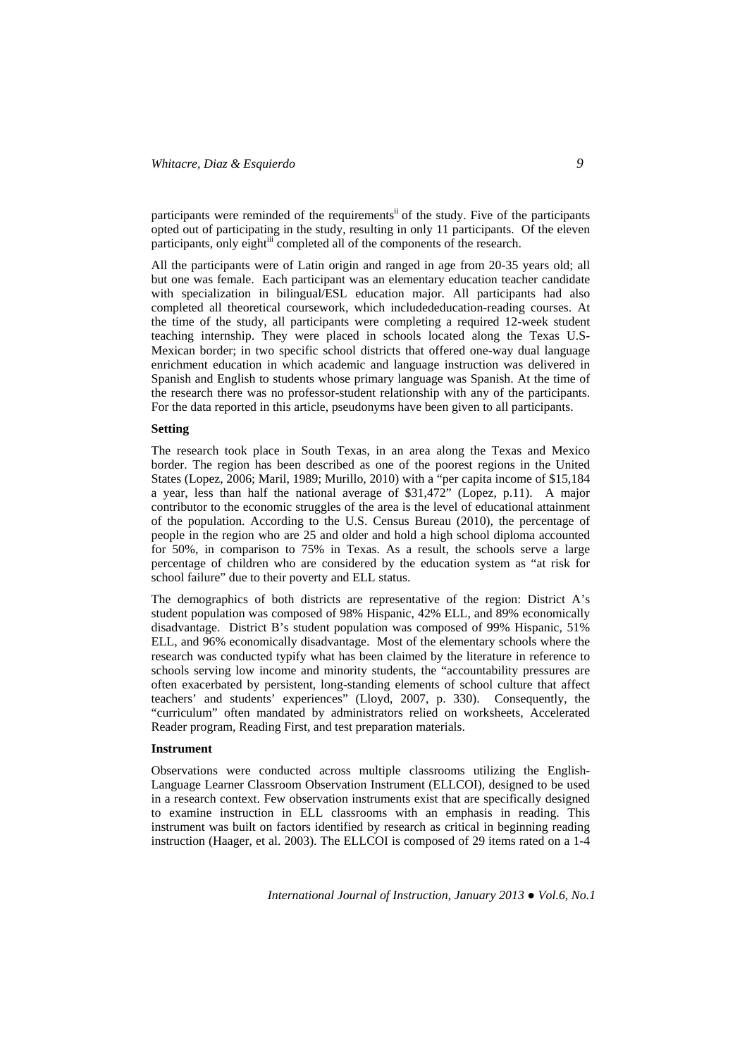participants were reminded of the requirements[ii] of the study. Five of the participants opted out of participating in the study, resulting in only 11 participants. Of the eleven participants, only eight[iii] completed all of the components of the research.

All the participants were of Latin origin and ranged in age from 20-35 years old; all but one was female. Each participant was an elementary education teacher candidate with specialization in bilingual/ESL education major. All participants had also completed all theoretical coursework, which includededucation-reading courses. At the time of the study, all participants were completing a required 12-week student teaching internship. They were placed in schools located along the Texas U.S-Mexican border; in two specific school districts that offered one-way dual language enrichment education in which academic and language instruction was delivered in Spanish and English to students whose primary language was Spanish. At the time of the research there was no professor-student relationship with any of the participants. For the data reported in this article, pseudonyms have been given to all participants.

### Setting

The research took place in South Texas, in an area along the Texas and Mexico border. The region has been described as one of the poorest regions in the United States (Lopez, 2006; Maril, 1989; Murillo, 2010) with a "per capita income of $15,184 a year, less than half the national average of $31,472" (Lopez, p.11). A major contributor to the economic struggles of the area is the level of educational attainment of the population. According to the U.S. Census Bureau (2010), the percentage of people in the region who are 25 and older and hold a high school diploma accounted for 50%, in comparison to 75% in Texas. As a result, the schools serve a large percentage of children who are considered by the education system as "at risk for school failure" due to their poverty and ELL status.

The demographics of both districts are representative of the region: District A's student population was composed of 98% Hispanic, 42% ELL, and 89% economically disadvantage. District B's student population was composed of 99% Hispanic, 51% ELL, and 96% economically disadvantage. Most of the elementary schools where the research was conducted typify what has been claimed by the literature in reference to schools serving low income and minority students, the "accountability pressures are often exacerbated by persistent, long-standing elements of school culture that affect teachers' and students' experiences" (Lloyd, 2007, p. 330). Consequently, the "curriculum" often mandated by administrators relied on worksheets, Accelerated Reader program, Reading First, and test preparation materials.

### Instrument

Observations were conducted across multiple classrooms utilizing the English-Language Learner Classroom Observation Instrument (ELLCOI), designed to be used in a research context. Few observation instruments exist that are specifically designed to examine instruction in ELL classrooms with an emphasis in reading. This instrument was built on factors identified by research as critical in beginning reading instruction (Haager, et al. 2003). The ELLCOI is composed of 29 items rated on a 1-4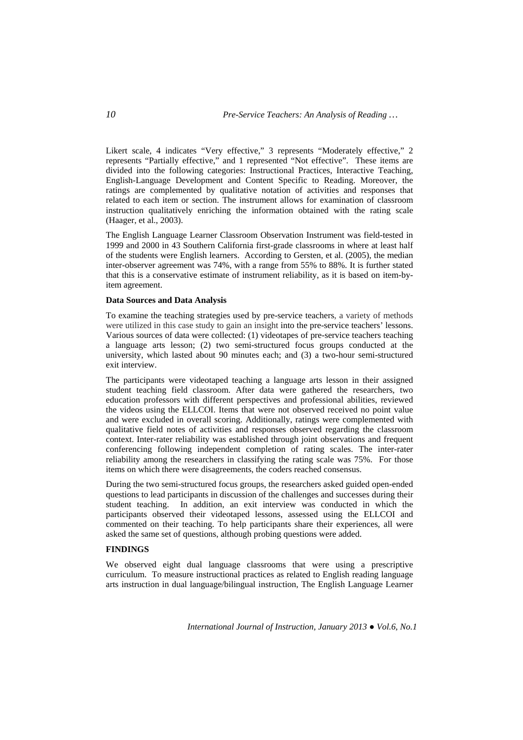Likert scale, 4 indicates "Very effective," 3 represents "Moderately effective," 2 represents "Partially effective," and 1 represented "Not effective". These items are divided into the following categories: Instructional Practices, Interactive Teaching, English-Language Development and Content Specific to Reading. Moreover, the ratings are complemented by qualitative notation of activities and responses that related to each item or section. The instrument allows for examination of classroom instruction qualitatively enriching the information obtained with the rating scale (Haager, et al., 2003).

The English Language Learner Classroom Observation Instrument was field-tested in 1999 and 2000 in 43 Southern California first-grade classrooms in where at least half of the students were English learners. According to Gersten, et al. (2005), the median inter-observer agreement was 74%, with a range from 55% to 88%. It is further stated that this is a conservative estimate of instrument reliability, as it is based on item-by-item agreement.

**Data Sources and Data Analysis**

To examine the teaching strategies used by pre-service teachers, a variety of methods were utilized in this case study to gain an insight into the pre-service teachers' lessons. Various sources of data were collected: (1) videotapes of pre-service teachers teaching a language arts lesson; (2) two semi-structured focus groups conducted at the university, which lasted about 90 minutes each; and (3) a two-hour semi-structured exit interview.

The participants were videotaped teaching a language arts lesson in their assigned student teaching field classroom. After data were gathered the researchers, two education professors with different perspectives and professional abilities, reviewed the videos using the ELLCOI. Items that were not observed received no point value and were excluded in overall scoring. Additionally, ratings were complemented with qualitative field notes of activities and responses observed regarding the classroom context. Inter-rater reliability was established through joint observations and frequent conferencing following independent completion of rating scales. The inter-rater reliability among the researchers in classifying the rating scale was 75%. For those items on which there were disagreements, the coders reached consensus.

During the two semi-structured focus groups, the researchers asked guided open-ended questions to lead participants in discussion of the challenges and successes during their student teaching. In addition, an exit interview was conducted in which the participants observed their videotaped lessons, assessed using the ELLCOI and commented on their teaching. To help participants share their experiences, all were asked the same set of questions, although probing questions were added.

**FINDINGS**

We observed eight dual language classrooms that were using a prescriptive curriculum. To measure instructional practices as related to English reading language arts instruction in dual language/bilingual instruction, The English Language Learner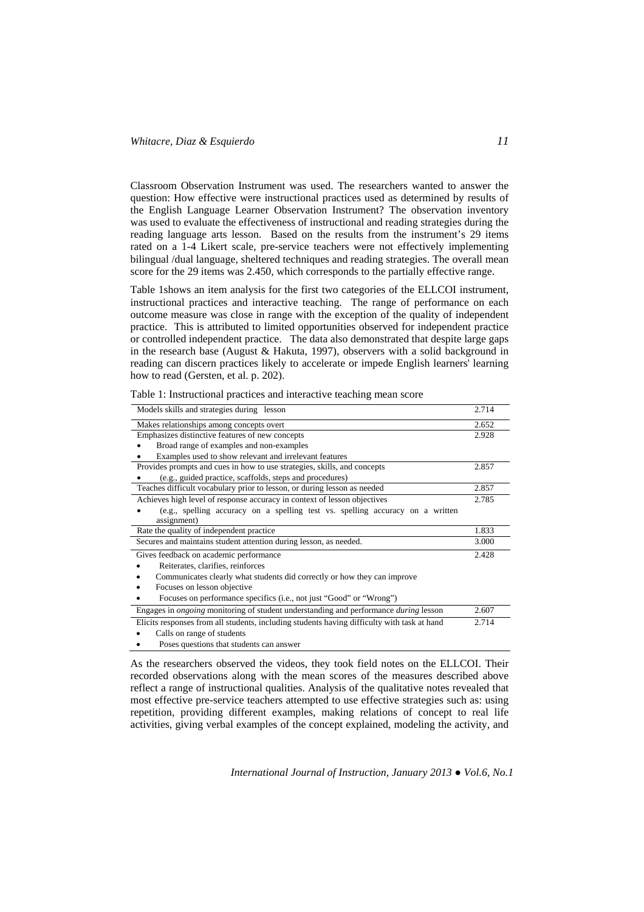Classroom Observation Instrument was used. The researchers wanted to answer the question: How effective were instructional practices used as determined by results of the English Language Learner Observation Instrument? The observation inventory was used to evaluate the effectiveness of instructional and reading strategies during the reading language arts lesson. Based on the results from the instrument's 29 items rated on a 1-4 Likert scale, pre-service teachers were not effectively implementing bilingual /dual language, sheltered techniques and reading strategies. The overall mean score for the 29 items was 2.450, which corresponds to the partially effective range.

Table 1shows an item analysis for the first two categories of the ELLCOI instrument, instructional practices and interactive teaching. The range of performance on each outcome measure was close in range with the exception of the quality of independent practice. This is attributed to limited opportunities observed for independent practice or controlled independent practice. The data also demonstrated that despite large gaps in the research base (August & Hakuta, 1997), observers with a solid background in reading can discern practices likely to accelerate or impede English learners' learning how to read (Gersten, et al. p. 202).

Table 1: Instructional practices and interactive teaching mean score

| Item | Mean |
|---|---|
| Models skills and strategies during lesson | 2.714 |
| Makes relationships among concepts overt | 2.652 |
| Emphasizes distinctive features of new concepts<br>• Broad range of examples and non-examples<br>• Examples used to show relevant and irrelevant features | 2.928 |
| Provides prompts and cues in how to use strategies, skills, and concepts<br>• (e.g., guided practice, scaffolds, steps and procedures) | 2.857 |
| Teaches difficult vocabulary prior to lesson, or during lesson as needed | 2.857 |
| Achieves high level of response accuracy in context of lesson objectives<br>• (e.g., spelling accuracy on a spelling test vs. spelling accuracy on a written assignment) | 2.785 |
| Rate the quality of independent practice | 1.833 |
| Secures and maintains student attention during lesson, as needed. | 3.000 |
| Gives feedback on academic performance<br>• Reiterates, clarifies, reinforces<br>• Communicates clearly what students did correctly or how they can improve<br>• Focuses on lesson objective<br>• Focuses on performance specifics (i.e., not just "Good" or "Wrong") | 2.428 |
| Engages in *ongoing* monitoring of student understanding and performance *during* lesson | 2.607 |
| Elicits responses from all students, including students having difficulty with task at hand<br>• Calls on range of students<br>• Poses questions that students can answer | 2.714 |

As the researchers observed the videos, they took field notes on the ELLCOI. Their recorded observations along with the mean scores of the measures described above reflect a range of instructional qualities. Analysis of the qualitative notes revealed that most effective pre-service teachers attempted to use effective strategies such as: using repetition, providing different examples, making relations of concept to real life activities, giving verbal examples of the concept explained, modeling the activity, and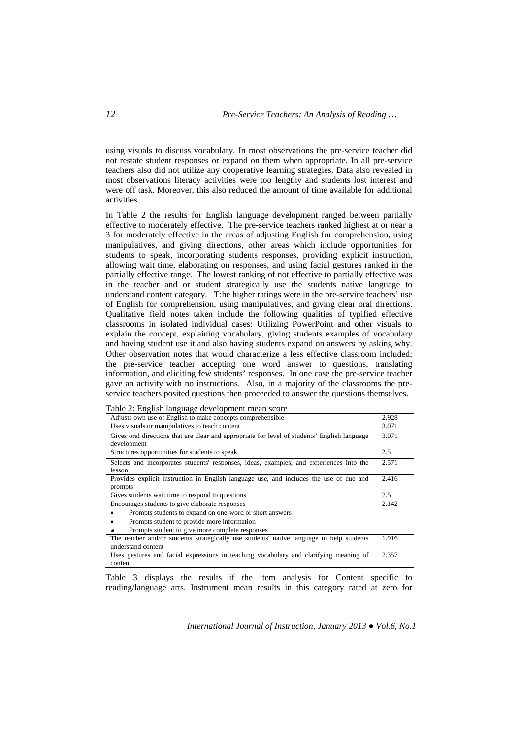using visuals to discuss vocabulary. In most observations the pre-service teacher did not restate student responses or expand on them when appropriate. In all pre-service teachers also did not utilize any cooperative learning strategies. Data also revealed in most observations literacy activities were too lengthy and students lost interest and were off task. Moreover, this also reduced the amount of time available for additional activities.

In Table 2 the results for English language development ranged between partially effective to moderately effective. The pre-service teachers ranked highest at or near a 3 for moderately effective in the areas of adjusting English for comprehension, using manipulatives, and giving directions, other areas which include opportunities for students to speak, incorporating students responses, providing explicit instruction, allowing wait time, elaborating on responses, and using facial gestures ranked in the partially effective range. The lowest ranking of not effective to partially effective was in the teacher and or student strategically use the students native language to understand content category. T:he higher ratings were in the pre-service teachers' use of English for comprehension, using manipulatives, and giving clear oral directions. Qualitative field notes taken include the following qualities of typified effective classrooms in isolated individual cases: Utilizing PowerPoint and other visuals to explain the concept, explaining vocabulary, giving students examples of vocabulary and having student use it and also having students expand on answers by asking why. Other observation notes that would characterize a less effective classroom included; the pre-service teacher accepting one word answer to questions, translating information, and eliciting few students' responses. In one case the pre-service teacher gave an activity with no instructions. Also, in a majority of the classrooms the pre-service teachers posited questions then proceeded to answer the questions themselves.

Table 2: English language development mean score

| | |
|---|---|
| Adjusts own use of English to make concepts comprehensible | 2.928 |
| Uses visuals or manipulatives to teach content | 3.071 |
| Gives oral directions that are clear and appropriate for level of students' English language development | 3.071 |
| Structures opportunities for students to speak | 2.5 |
| Selects and incorporates students' responses, ideas, examples, and experiences into the lesson | 2.571 |
| Provides explicit instruction in English language use, and includes the use of cue and prompts | 2.416 |
| Gives students wait time to respond to questions | 2.5 |
| Encourages students to give elaborate responses<br>• Prompts students to expand on one-word or short answers<br>• Prompts student to provide more information<br>• Prompts student to give more complete responses | 2.142 |
| The teacher and/or students strategically use students' native language to help students understand content | 1.916 |
| Uses gestures and facial expressions in teaching vocabulary and clarifying meaning of content | 2.357 |

Table 3 displays the results if the item analysis for Content specific to reading/language arts. Instrument mean results in this category rated at zero for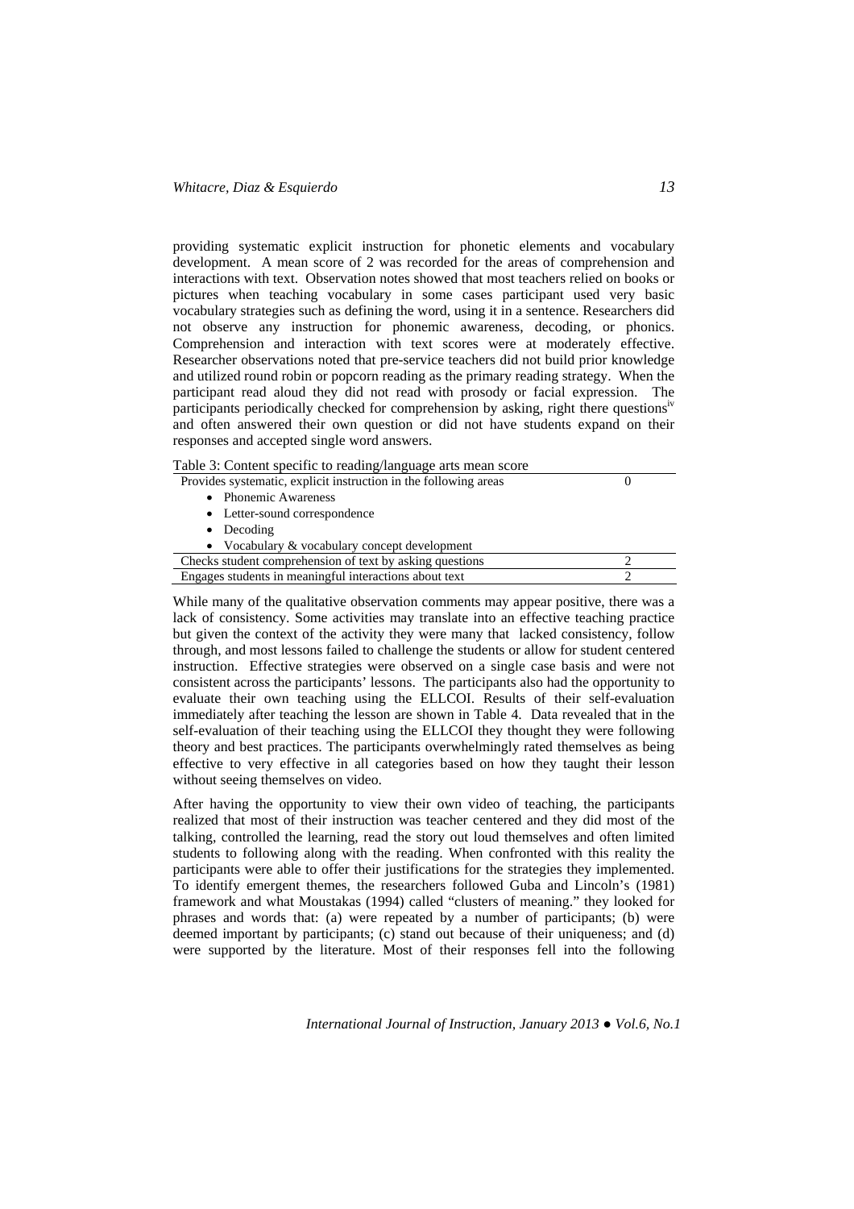providing systematic explicit instruction for phonetic elements and vocabulary development. A mean score of 2 was recorded for the areas of comprehension and interactions with text. Observation notes showed that most teachers relied on books or pictures when teaching vocabulary in some cases participant used very basic vocabulary strategies such as defining the word, using it in a sentence. Researchers did not observe any instruction for phonemic awareness, decoding, or phonics. Comprehension and interaction with text scores were at moderately effective. Researcher observations noted that pre-service teachers did not build prior knowledge and utilized round robin or popcorn reading as the primary reading strategy. When the participant read aloud they did not read with prosody or facial expression. The participants periodically checked for comprehension by asking, right there questions[iv] and often answered their own question or did not have students expand on their responses and accepted single word answers.

Table 3: Content specific to reading/language arts mean score

| | |
|---|---|
| Provides systematic, explicit instruction in the following areas<br>• Phonemic Awareness<br>• Letter-sound correspondence<br>• Decoding<br>• Vocabulary & vocabulary concept development | 0 |
| Checks student comprehension of text by asking questions | 2 |
| Engages students in meaningful interactions about text | 2 |

While many of the qualitative observation comments may appear positive, there was a lack of consistency. Some activities may translate into an effective teaching practice but given the context of the activity they were many that lacked consistency, follow through, and most lessons failed to challenge the students or allow for student centered instruction. Effective strategies were observed on a single case basis and were not consistent across the participants' lessons. The participants also had the opportunity to evaluate their own teaching using the ELLCOI. Results of their self-evaluation immediately after teaching the lesson are shown in Table 4. Data revealed that in the self-evaluation of their teaching using the ELLCOI they thought they were following theory and best practices. The participants overwhelmingly rated themselves as being effective to very effective in all categories based on how they taught their lesson without seeing themselves on video.

After having the opportunity to view their own video of teaching, the participants realized that most of their instruction was teacher centered and they did most of the talking, controlled the learning, read the story out loud themselves and often limited students to following along with the reading. When confronted with this reality the participants were able to offer their justifications for the strategies they implemented. To identify emergent themes, the researchers followed Guba and Lincoln's (1981) framework and what Moustakas (1994) called "clusters of meaning." they looked for phrases and words that: (a) were repeated by a number of participants; (b) were deemed important by participants; (c) stand out because of their uniqueness; and (d) were supported by the literature. Most of their responses fell into the following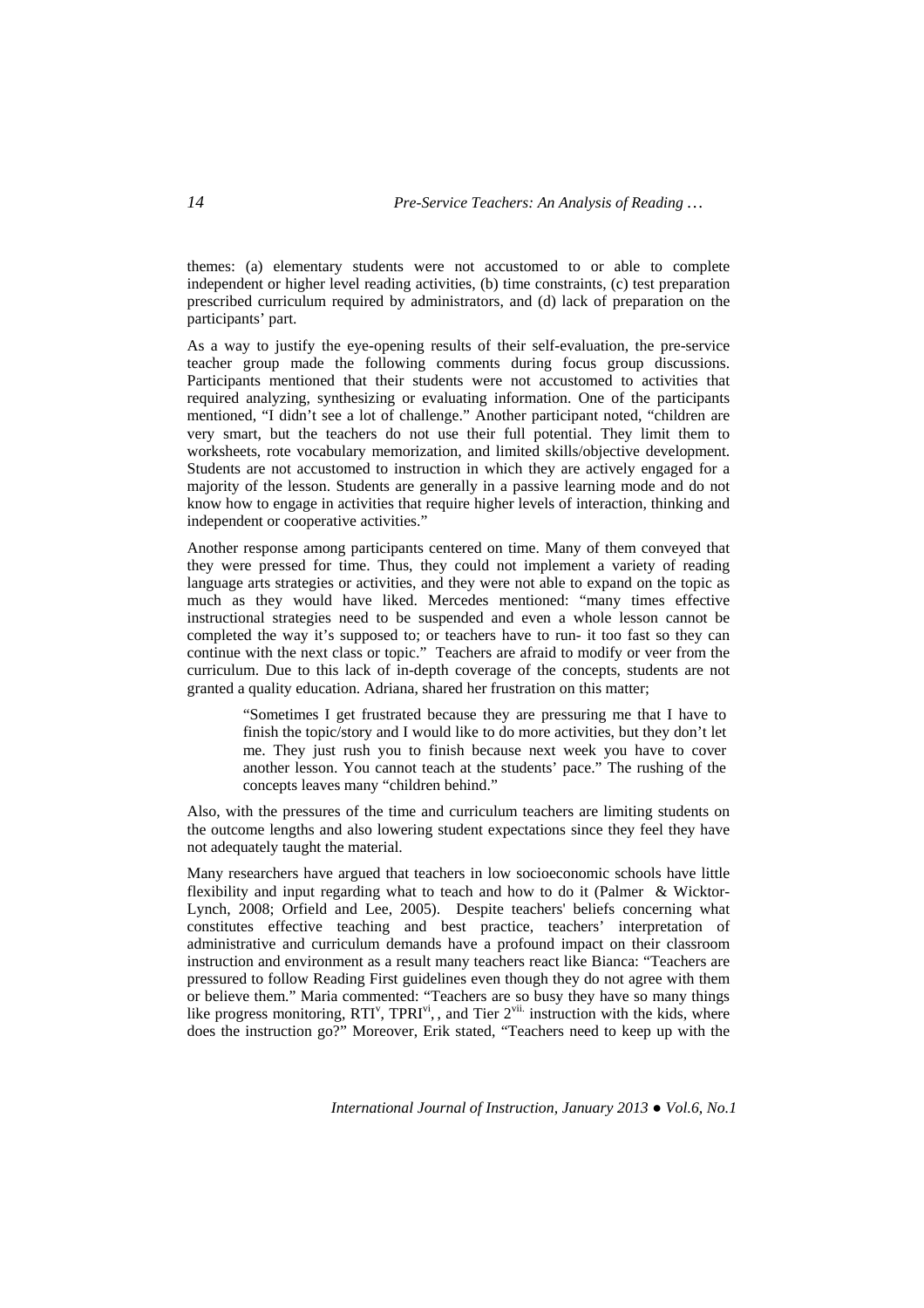themes: (a) elementary students were not accustomed to or able to complete independent or higher level reading activities, (b) time constraints, (c) test preparation prescribed curriculum required by administrators, and (d) lack of preparation on the participants' part.

As a way to justify the eye-opening results of their self-evaluation, the pre-service teacher group made the following comments during focus group discussions. Participants mentioned that their students were not accustomed to activities that required analyzing, synthesizing or evaluating information. One of the participants mentioned, "I didn't see a lot of challenge." Another participant noted, "children are very smart, but the teachers do not use their full potential. They limit them to worksheets, rote vocabulary memorization, and limited skills/objective development. Students are not accustomed to instruction in which they are actively engaged for a majority of the lesson. Students are generally in a passive learning mode and do not know how to engage in activities that require higher levels of interaction, thinking and independent or cooperative activities."

Another response among participants centered on time. Many of them conveyed that they were pressed for time. Thus, they could not implement a variety of reading language arts strategies or activities, and they were not able to expand on the topic as much as they would have liked. Mercedes mentioned: "many times effective instructional strategies need to be suspended and even a whole lesson cannot be completed the way it's supposed to; or teachers have to run- it too fast so they can continue with the next class or topic." Teachers are afraid to modify or veer from the curriculum. Due to this lack of in-depth coverage of the concepts, students are not granted a quality education. Adriana, shared her frustration on this matter;

> "Sometimes I get frustrated because they are pressuring me that I have to finish the topic/story and I would like to do more activities, but they don't let me. They just rush you to finish because next week you have to cover another lesson. You cannot teach at the students' pace." The rushing of the concepts leaves many "children behind."

Also, with the pressures of the time and curriculum teachers are limiting students on the outcome lengths and also lowering student expectations since they feel they have not adequately taught the material.

Many researchers have argued that teachers in low socioeconomic schools have little flexibility and input regarding what to teach and how to do it (Palmer & Wicktor-Lynch, 2008; Orfield and Lee, 2005). Despite teachers' beliefs concerning what constitutes effective teaching and best practice, teachers' interpretation of administrative and curriculum demands have a profound impact on their classroom instruction and environment as a result many teachers react like Bianca: "Teachers are pressured to follow Reading First guidelines even though they do not agree with them or believe them." Maria commented: "Teachers are so busy they have so many things like progress monitoring, RTI[v], TPRI[vi], , and Tier 2[vii.] instruction with the kids, where does the instruction go?" Moreover, Erik stated, "Teachers need to keep up with the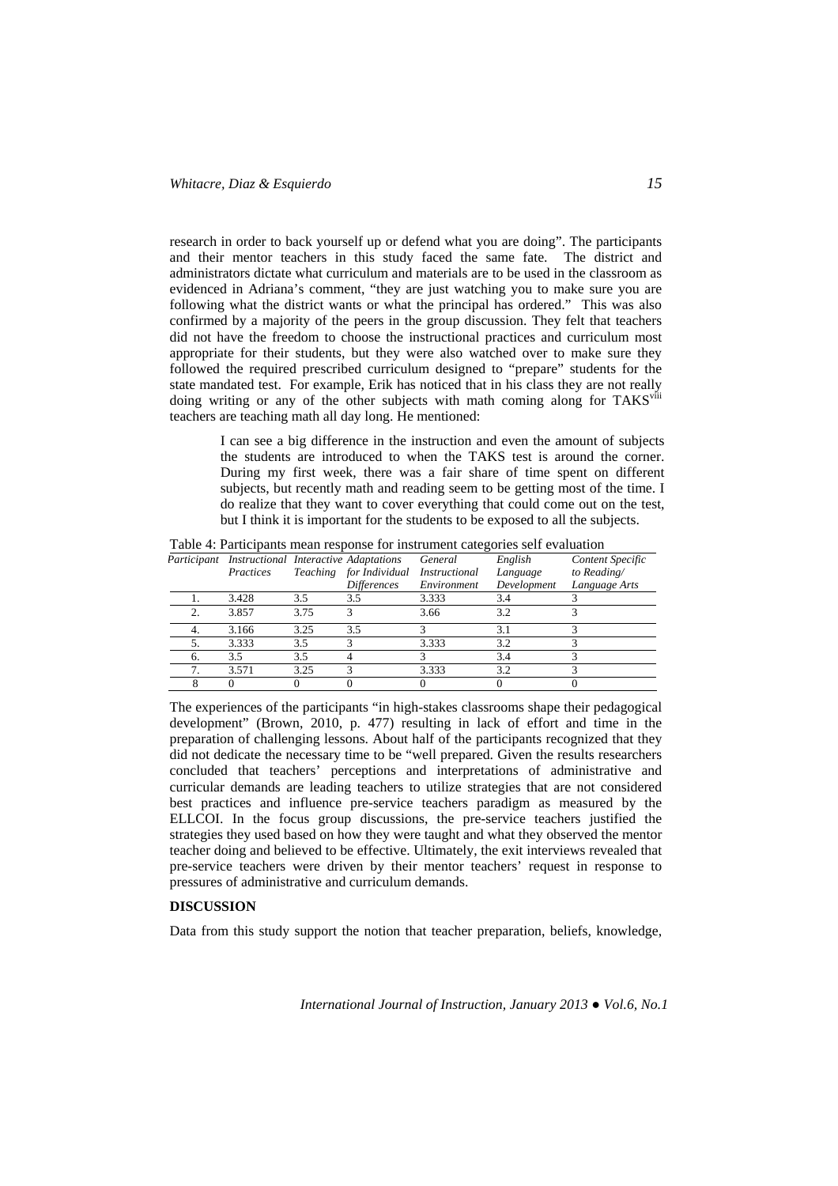research in order to back yourself up or defend what you are doing". The participants and their mentor teachers in this study faced the same fate. The district and administrators dictate what curriculum and materials are to be used in the classroom as evidenced in Adriana's comment, "they are just watching you to make sure you are following what the district wants or what the principal has ordered." This was also confirmed by a majority of the peers in the group discussion. They felt that teachers did not have the freedom to choose the instructional practices and curriculum most appropriate for their students, but they were also watched over to make sure they followed the required prescribed curriculum designed to "prepare" students for the state mandated test. For example, Erik has noticed that in his class they are not really doing writing or any of the other subjects with math coming along for TAKS[viii] teachers are teaching math all day long. He mentioned:

> I can see a big difference in the instruction and even the amount of subjects the students are introduced to when the TAKS test is around the corner. During my first week, there was a fair share of time spent on different subjects, but recently math and reading seem to be getting most of the time. I do realize that they want to cover everything that could come out on the test, but I think it is important for the students to be exposed to all the subjects.

Table 4: Participants mean response for instrument categories self evaluation

| *Participant* | *Instructional Practices* | *Interactive Teaching* | *Adaptations for Individual Differences* | *General Instructional Environment* | *English Language Development* | *Content Specific to Reading/ Language Arts* |
|---|---|---|---|---|---|---|
| 1. | 3.428 | 3.5 | 3.5 | 3.333 | 3.4 | 3 |
| 2. | 3.857 | 3.75 | 3 | 3.66 | 3.2 | 3 |
| 4. | 3.166 | 3.25 | 3.5 | 3 | 3.1 | 3 |
| 5. | 3.333 | 3.5 | 3 | 3.333 | 3.2 | 3 |
| 6. | 3.5 | 3.5 | 4 | 3 | 3.4 | 3 |
| 7. | 3.571 | 3.25 | 3 | 3.333 | 3.2 | 3 |
| 8 | 0 | 0 | 0 | 0 | 0 | 0 |

The experiences of the participants "in high-stakes classrooms shape their pedagogical development" (Brown, 2010, p. 477) resulting in lack of effort and time in the preparation of challenging lessons. About half of the participants recognized that they did not dedicate the necessary time to be "well prepared. Given the results researchers concluded that teachers' perceptions and interpretations of administrative and curricular demands are leading teachers to utilize strategies that are not considered best practices and influence pre-service teachers paradigm as measured by the ELLCOI. In the focus group discussions, the pre-service teachers justified the strategies they used based on how they were taught and what they observed the mentor teacher doing and believed to be effective. Ultimately, the exit interviews revealed that pre-service teachers were driven by their mentor teachers' request in response to pressures of administrative and curriculum demands.

## DISCUSSION

Data from this study support the notion that teacher preparation, beliefs, knowledge,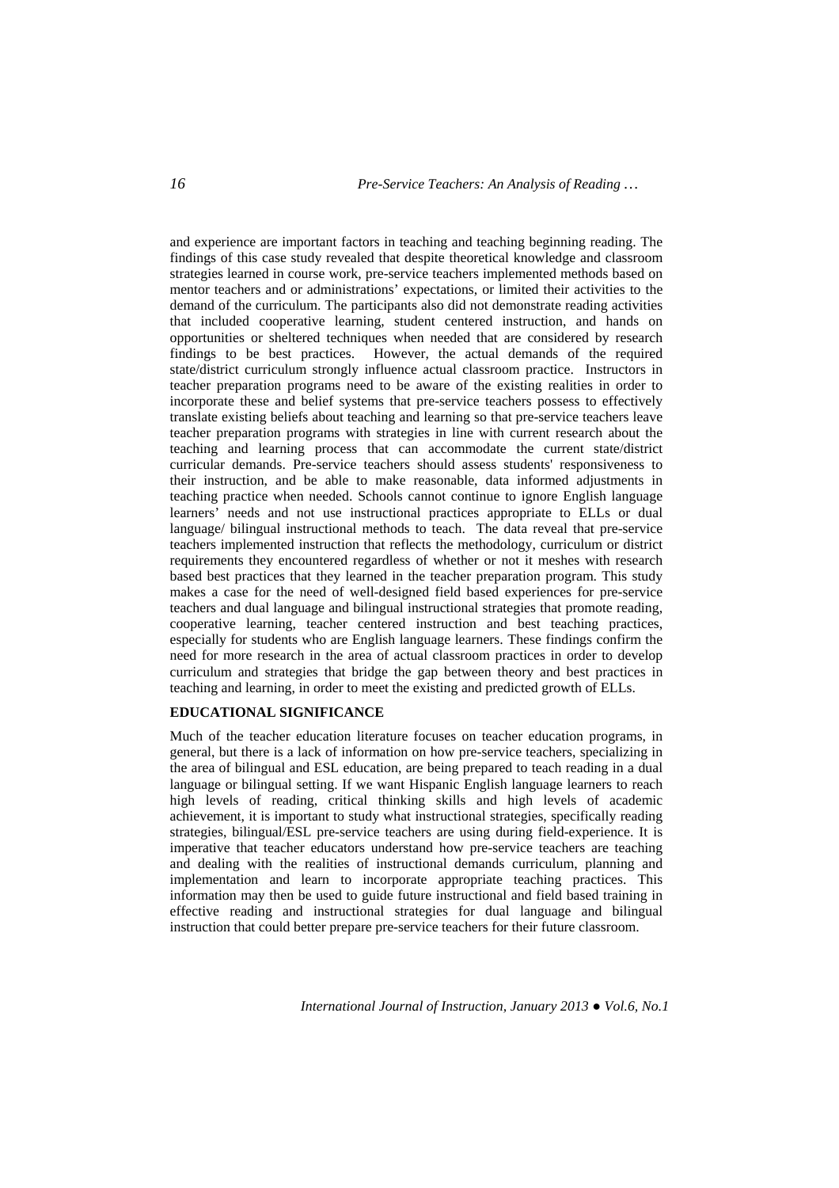and experience are important factors in teaching and teaching beginning reading. The findings of this case study revealed that despite theoretical knowledge and classroom strategies learned in course work, pre-service teachers implemented methods based on mentor teachers and or administrations' expectations, or limited their activities to the demand of the curriculum. The participants also did not demonstrate reading activities that included cooperative learning, student centered instruction, and hands on opportunities or sheltered techniques when needed that are considered by research findings to be best practices. However, the actual demands of the required state/district curriculum strongly influence actual classroom practice. Instructors in teacher preparation programs need to be aware of the existing realities in order to incorporate these and belief systems that pre-service teachers possess to effectively translate existing beliefs about teaching and learning so that pre-service teachers leave teacher preparation programs with strategies in line with current research about the teaching and learning process that can accommodate the current state/district curricular demands. Pre-service teachers should assess students' responsiveness to their instruction, and be able to make reasonable, data informed adjustments in teaching practice when needed. Schools cannot continue to ignore English language learners' needs and not use instructional practices appropriate to ELLs or dual language/ bilingual instructional methods to teach. The data reveal that pre-service teachers implemented instruction that reflects the methodology, curriculum or district requirements they encountered regardless of whether or not it meshes with research based best practices that they learned in the teacher preparation program. This study makes a case for the need of well-designed field based experiences for pre-service teachers and dual language and bilingual instructional strategies that promote reading, cooperative learning, teacher centered instruction and best teaching practices, especially for students who are English language learners. These findings confirm the need for more research in the area of actual classroom practices in order to develop curriculum and strategies that bridge the gap between theory and best practices in teaching and learning, in order to meet the existing and predicted growth of ELLs.

## EDUCATIONAL SIGNIFICANCE

Much of the teacher education literature focuses on teacher education programs, in general, but there is a lack of information on how pre-service teachers, specializing in the area of bilingual and ESL education, are being prepared to teach reading in a dual language or bilingual setting. If we want Hispanic English language learners to reach high levels of reading, critical thinking skills and high levels of academic achievement, it is important to study what instructional strategies, specifically reading strategies, bilingual/ESL pre-service teachers are using during field-experience. It is imperative that teacher educators understand how pre-service teachers are teaching and dealing with the realities of instructional demands curriculum, planning and implementation and learn to incorporate appropriate teaching practices. This information may then be used to guide future instructional and field based training in effective reading and instructional strategies for dual language and bilingual instruction that could better prepare pre-service teachers for their future classroom.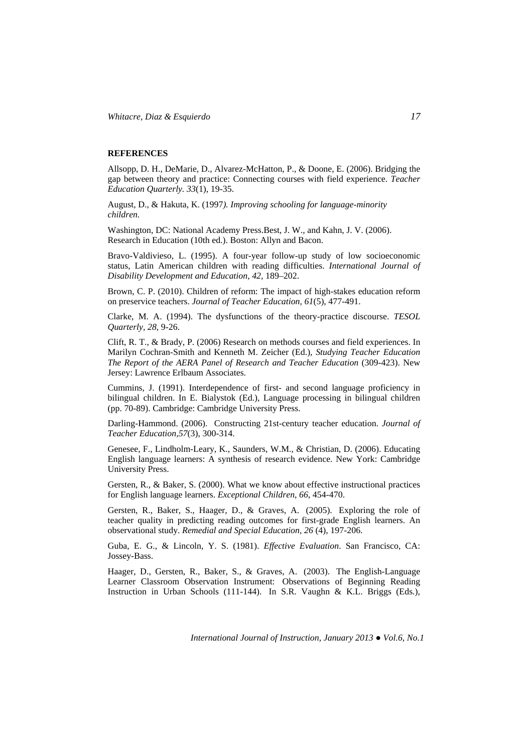**REFERENCES**

Allsopp, D. H., DeMarie, D., Alvarez-McHatton, P., & Doone, E. (2006). Bridging the gap between theory and practice: Connecting courses with field experience. *Teacher Education Quarterly. 33*(1), 19-35.

August, D., & Hakuta, K. (1997*). Improving schooling for language-minority children.*

Washington, DC: National Academy Press.Best, J. W., and Kahn, J. V. (2006). Research in Education (10th ed.). Boston: Allyn and Bacon.

Bravo-Valdivieso, L. (1995). A four-year follow-up study of low socioeconomic status, Latin American children with reading difficulties. *International Journal of Disability Development and Education, 42,* 189–202.

Brown, C. P. (2010). Children of reform: The impact of high-stakes education reform on preservice teachers. *Journal of Teacher Education, 61*(5), 477-491.

Clarke, M. A. (1994). The dysfunctions of the theory-practice discourse. *TESOL Quarterly, 28*, 9-26.

Clift, R. T., & Brady, P. (2006) Research on methods courses and field experiences. In Marilyn Cochran-Smith and Kenneth M. Zeicher (Ed.), *Studying Teacher Education The Report of the AERA Panel of Research and Teacher Education* (309-423). New Jersey: Lawrence Erlbaum Associates.

Cummins, J. (1991). Interdependence of first- and second language proficiency in bilingual children. In E. Bialystok (Ed.), Language processing in bilingual children (pp. 70-89). Cambridge: Cambridge University Press.

Darling-Hammond. (2006). Constructing 21st-century teacher education. *Journal of Teacher Education,57*(3), 300-314.

Genesee, F., Lindholm-Leary, K., Saunders, W.M., & Christian, D. (2006). Educating English language learners: A synthesis of research evidence. New York: Cambridge University Press.

Gersten, R., & Baker, S. (2000). What we know about effective instructional practices for English language learners. *Exceptional Children, 66*, 454-470.

Gersten, R., Baker, S., Haager, D., & Graves, A. (2005). Exploring the role of teacher quality in predicting reading outcomes for first-grade English learners. An observational study. *Remedial and Special Education, 26* (4), 197-206.

Guba, E. G., & Lincoln, Y. S. (1981). *Effective Evaluation*. San Francisco, CA: Jossey-Bass.

Haager, D., Gersten, R., Baker, S., & Graves, A. (2003). The English-Language Learner Classroom Observation Instrument: Observations of Beginning Reading Instruction in Urban Schools (111-144). In S.R. Vaughn & K.L. Briggs (Eds.),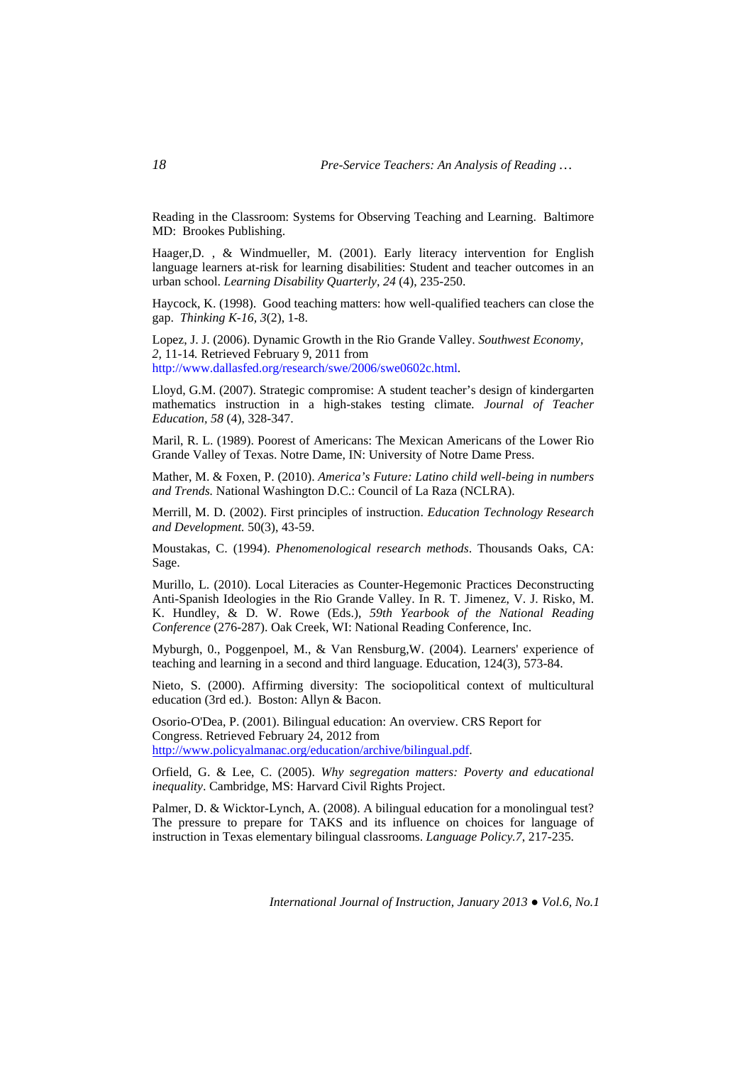Reading in the Classroom: Systems for Observing Teaching and Learning. Baltimore MD: Brookes Publishing.

Haager,D. , & Windmueller, M. (2001). Early literacy intervention for English language learners at-risk for learning disabilities: Student and teacher outcomes in an urban school. *Learning Disability Quarterly, 24* (4), 235-250.

Haycock, K. (1998). Good teaching matters: how well-qualified teachers can close the gap. *Thinking K-16, 3*(2), 1-8.

Lopez, J. J. (2006). Dynamic Growth in the Rio Grande Valley. *Southwest Economy, 2,* 11-14*.* Retrieved February 9, 2011 from http://www.dallasfed.org/research/swe/2006/swe0602c.html.

Lloyd, G.M. (2007). Strategic compromise: A student teacher's design of kindergarten mathematics instruction in a high-stakes testing climate*. Journal of Teacher Education, 58* (4), 328-347.

Maril, R. L. (1989). Poorest of Americans: The Mexican Americans of the Lower Rio Grande Valley of Texas. Notre Dame, IN: University of Notre Dame Press.

Mather, M. & Foxen, P. (2010). *America's Future: Latino child well-being in numbers and Trends.* National Washington D.C.: Council of La Raza (NCLRA).

Merrill, M. D. (2002). First principles of instruction. *Education Technology Research and Development.* 50(3), 43-59.

Moustakas, C. (1994). *Phenomenological research methods*. Thousands Oaks, CA: Sage.

Murillo, L. (2010). Local Literacies as Counter-Hegemonic Practices Deconstructing Anti-Spanish Ideologies in the Rio Grande Valley. In R. T. Jimenez, V. J. Risko, M. K. Hundley, & D. W. Rowe (Eds.), *59th Yearbook of the National Reading Conference* (276-287). Oak Creek, WI: National Reading Conference, Inc.

Myburgh, 0., Poggenpoel, M., & Van Rensburg,W. (2004). Learners' experience of teaching and learning in a second and third language. Education, 124(3), 573-84.

Nieto, S. (2000). Affirming diversity: The sociopolitical context of multicultural education (3rd ed.). Boston: Allyn & Bacon.

Osorio-O'Dea, P. (2001). Bilingual education: An overview. CRS Report for Congress. Retrieved February 24, 2012 from http://www.policyalmanac.org/education/archive/bilingual.pdf.

Orfield, G. & Lee, C. (2005). *Why segregation matters: Poverty and educational inequality*. Cambridge, MS: Harvard Civil Rights Project.

Palmer, D. & Wicktor-Lynch, A. (2008). A bilingual education for a monolingual test? The pressure to prepare for TAKS and its influence on choices for language of instruction in Texas elementary bilingual classrooms. *Language Policy.7*, 217-235.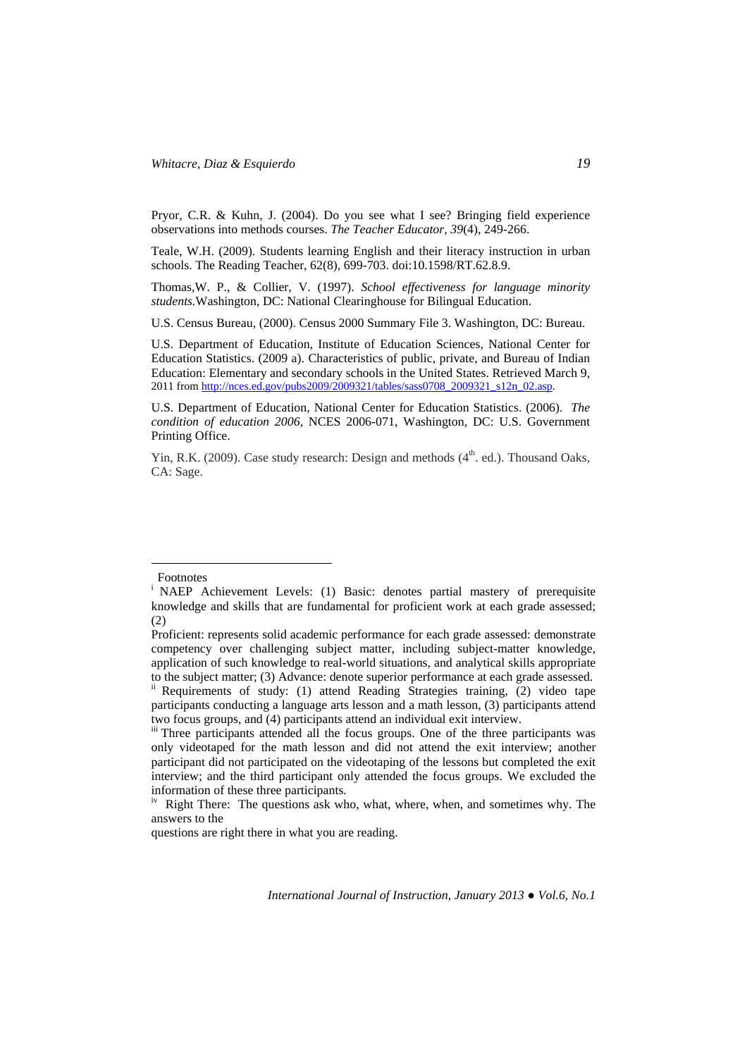Pryor, C.R. & Kuhn, J. (2004). Do you see what I see? Bringing field experience observations into methods courses. *The Teacher Educator, 39*(4), 249-266.

Teale, W.H. (2009). Students learning English and their literacy instruction in urban schools. The Reading Teacher, 62(8), 699-703. doi:10.1598/RT.62.8.9.

Thomas,W. P., & Collier, V. (1997). *School effectiveness for language minority students.*Washington, DC: National Clearinghouse for Bilingual Education.

U.S. Census Bureau, (2000). Census 2000 Summary File 3. Washington, DC: Bureau.

U.S. Department of Education, Institute of Education Sciences, National Center for Education Statistics. (2009 a). Characteristics of public, private, and Bureau of Indian Education: Elementary and secondary schools in the United States. Retrieved March 9, 2011 from http://nces.ed.gov/pubs2009/2009321/tables/sass0708_2009321_s12n_02.asp.

U.S. Department of Education, National Center for Education Statistics. (2006). *The condition of education 2006,* NCES 2006-071, Washington, DC: U.S. Government Printing Office.

Yin, R.K. (2009). Case study research: Design and methods (4th. ed.). Thousand Oaks, CA: Sage.

---

Footnotes

[i] NAEP Achievement Levels: (1) Basic: denotes partial mastery of prerequisite knowledge and skills that are fundamental for proficient work at each grade assessed; (2)

Proficient: represents solid academic performance for each grade assessed: demonstrate competency over challenging subject matter, including subject-matter knowledge, application of such knowledge to real-world situations, and analytical skills appropriate to the subject matter; (3) Advance: denote superior performance at each grade assessed.

[ii] Requirements of study: (1) attend Reading Strategies training, (2) video tape participants conducting a language arts lesson and a math lesson, (3) participants attend two focus groups, and (4) participants attend an individual exit interview.

[iii] Three participants attended all the focus groups. One of the three participants was only videotaped for the math lesson and did not attend the exit interview; another participant did not participated on the videotaping of the lessons but completed the exit interview; and the third participant only attended the focus groups. We excluded the information of these three participants.

[iv] Right There: The questions ask who, what, where, when, and sometimes why. The answers to the

questions are right there in what you are reading.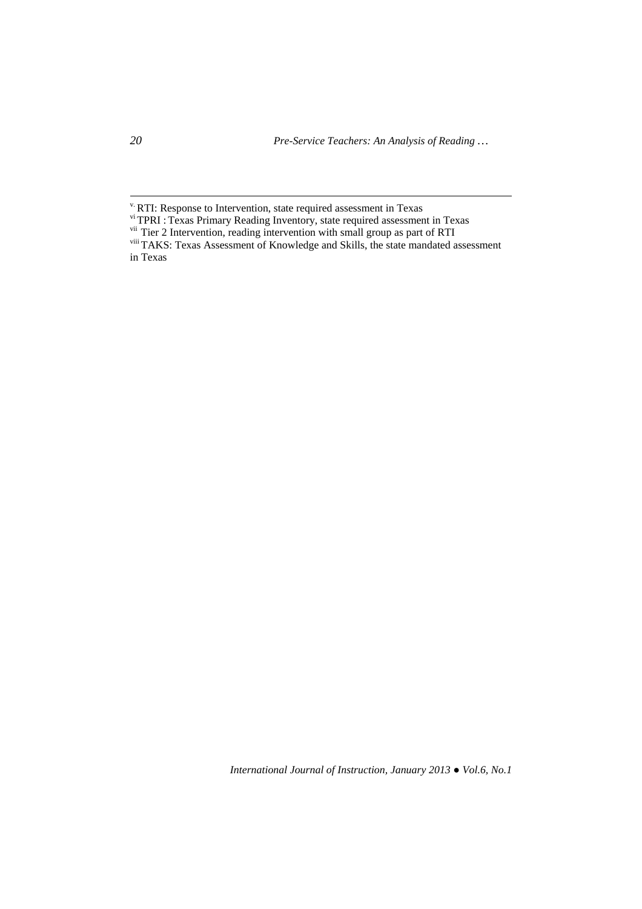[v] RTI: Response to Intervention, state required assessment in Texas

[vi] TPRI : Texas Primary Reading Inventory, state required assessment in Texas

[vii] Tier 2 Intervention, reading intervention with small group as part of RTI

[viii] TAKS: Texas Assessment of Knowledge and Skills, the state mandated assessment in Texas